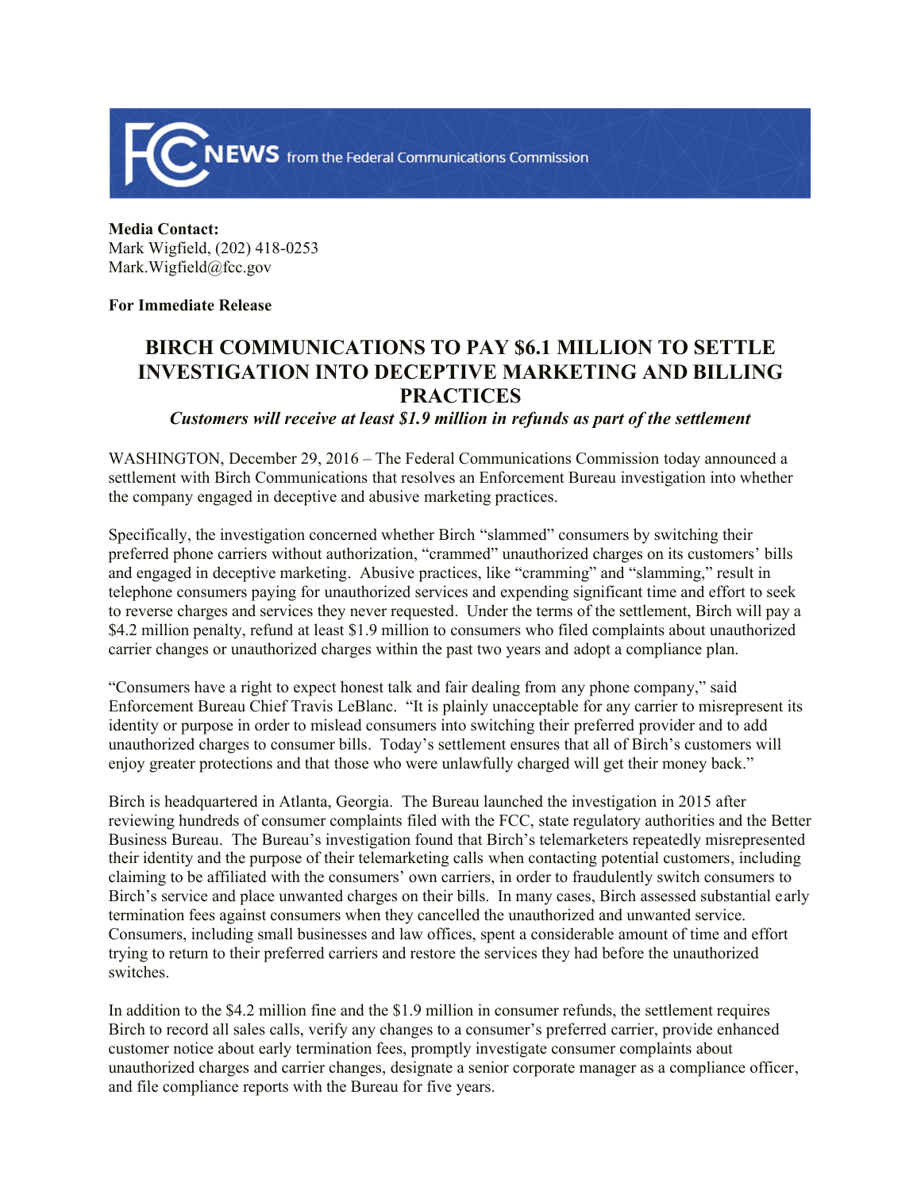**FCC NEWS** from the Federal Communications Commission

**Media Contact:**
Mark Wigfield, (202) 418-0253
Mark.Wigfield@fcc.gov

**For Immediate Release**

# BIRCH COMMUNICATIONS TO PAY $6.1 MILLION TO SETTLE INVESTIGATION INTO DECEPTIVE MARKETING AND BILLING PRACTICES

***Customers will receive at least $1.9 million in refunds as part of the settlement***

WASHINGTON, December 29, 2016 – The Federal Communications Commission today announced a settlement with Birch Communications that resolves an Enforcement Bureau investigation into whether the company engaged in deceptive and abusive marketing practices.

Specifically, the investigation concerned whether Birch "slammed" consumers by switching their preferred phone carriers without authorization, "crammed" unauthorized charges on its customers' bills and engaged in deceptive marketing. Abusive practices, like "cramming" and "slamming," result in telephone consumers paying for unauthorized services and expending significant time and effort to seek to reverse charges and services they never requested. Under the terms of the settlement, Birch will pay a $4.2 million penalty, refund at least $1.9 million to consumers who filed complaints about unauthorized carrier changes or unauthorized charges within the past two years and adopt a compliance plan.

"Consumers have a right to expect honest talk and fair dealing from any phone company," said Enforcement Bureau Chief Travis LeBlanc. "It is plainly unacceptable for any carrier to misrepresent its identity or purpose in order to mislead consumers into switching their preferred provider and to add unauthorized charges to consumer bills. Today's settlement ensures that all of Birch's customers will enjoy greater protections and that those who were unlawfully charged will get their money back."

Birch is headquartered in Atlanta, Georgia. The Bureau launched the investigation in 2015 after reviewing hundreds of consumer complaints filed with the FCC, state regulatory authorities and the Better Business Bureau. The Bureau's investigation found that Birch's telemarketers repeatedly misrepresented their identity and the purpose of their telemarketing calls when contacting potential customers, including claiming to be affiliated with the consumers' own carriers, in order to fraudulently switch consumers to Birch's service and place unwanted charges on their bills. In many cases, Birch assessed substantial early termination fees against consumers when they cancelled the unauthorized and unwanted service. Consumers, including small businesses and law offices, spent a considerable amount of time and effort trying to return to their preferred carriers and restore the services they had before the unauthorized switches.

In addition to the $4.2 million fine and the $1.9 million in consumer refunds, the settlement requires Birch to record all sales calls, verify any changes to a consumer's preferred carrier, provide enhanced customer notice about early termination fees, promptly investigate consumer complaints about unauthorized charges and carrier changes, designate a senior corporate manager as a compliance officer, and file compliance reports with the Bureau for five years.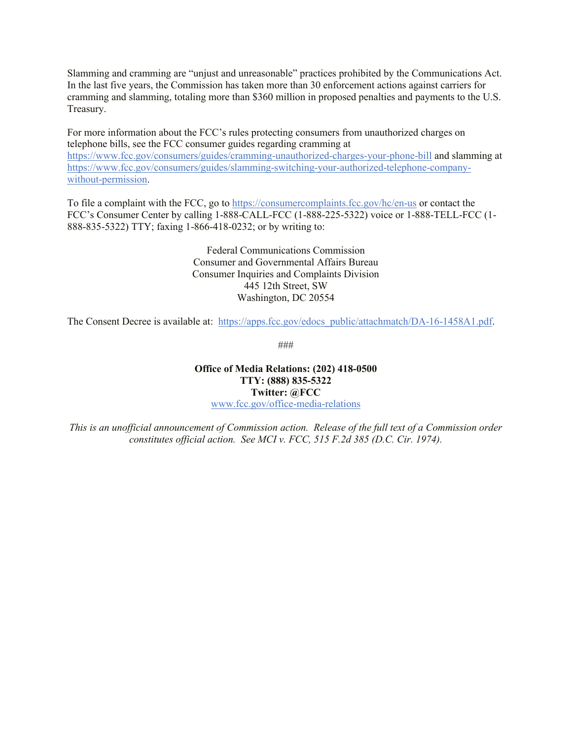Slamming and cramming are "unjust and unreasonable" practices prohibited by the Communications Act. In the last five years, the Commission has taken more than 30 enforcement actions against carriers for cramming and slamming, totaling more than $360 million in proposed penalties and payments to the U.S. Treasury.

For more information about the FCC's rules protecting consumers from unauthorized charges on telephone bills, see the FCC consumer guides regarding cramming at https://www.fcc.gov/consumers/guides/cramming-unauthorized-charges-your-phone-bill and slamming at https://www.fcc.gov/consumers/guides/slamming-switching-your-authorized-telephone-company-without-permission.

To file a complaint with the FCC, go to https://consumercomplaints.fcc.gov/hc/en-us or contact the FCC's Consumer Center by calling 1-888-CALL-FCC (1-888-225-5322) voice or 1-888-TELL-FCC (1-888-835-5322) TTY; faxing 1-866-418-0232; or by writing to:

Federal Communications Commission
Consumer and Governmental Affairs Bureau
Consumer Inquiries and Complaints Division
445 12th Street, SW
Washington, DC 20554

The Consent Decree is available at: https://apps.fcc.gov/edocs_public/attachmatch/DA-16-1458A1.pdf.

###

**Office of Media Relations: (202) 418-0500**
**TTY: (888) 835-5322**
**Twitter: @FCC**
www.fcc.gov/office-media-relations

*This is an unofficial announcement of Commission action. Release of the full text of a Commission order constitutes official action. See MCI v. FCC, 515 F.2d 385 (D.C. Cir. 1974).*